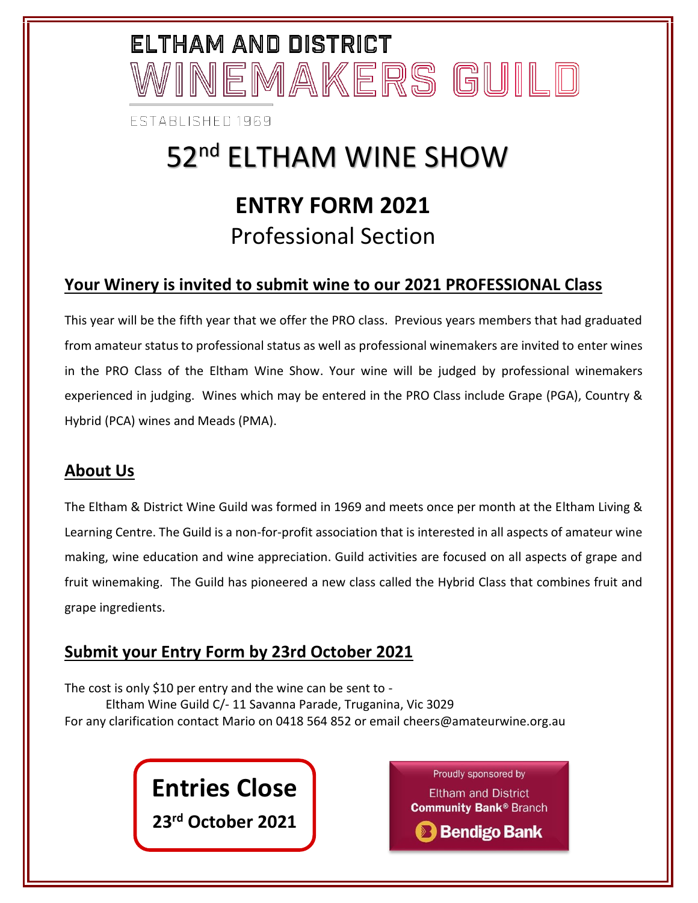# ELTHAM AND DISTRICT WINEMAKERS GUILD

ESTABLISHED 1969

# 52nd ELTHAM WINE SHOW

## ENTRY FORM 2021

Professional Section

### Your Winery is invited to submit wine to our 2021 PROFESSIONAL Class

This year will be the fifth year that we offer the PRO class. Previous years members that had graduated from amateur status to professional status as well as professional winemakers are invited to enter wines in the PRO Class of the Eltham Wine Show. Your wine will be judged by professional winemakers experienced in judging. Wines which may be entered in the PRO Class include Grape (PGA), Country & Hybrid (PCA) wines and Meads (PMA).

### About Us

The Eltham & District Wine Guild was formed in 1969 and meets once per month at the Eltham Living & Learning Centre. The Guild is a non-for-profit association that is interested in all aspects of amateur wine making, wine education and wine appreciation. Guild activities are focused on all aspects of grape and fruit winemaking. The Guild has pioneered a new class called the Hybrid Class that combines fruit and grape ingredients.

### Submit your Entry Form by 23rd October 2021

The cost is only $10 per entry and the wine can be sent to -

Eltham Wine Guild C/- 11 Savanna Parade, Truganina, Vic 3029

For any clarification contact Mario on 0418 564 852 or email cheers@amateurwine.org.au

**Entries Close**

**23rd October 2021**

Proudly sponsored by

Eltham and District **Community Bank®** Branch

**Bendigo Bank**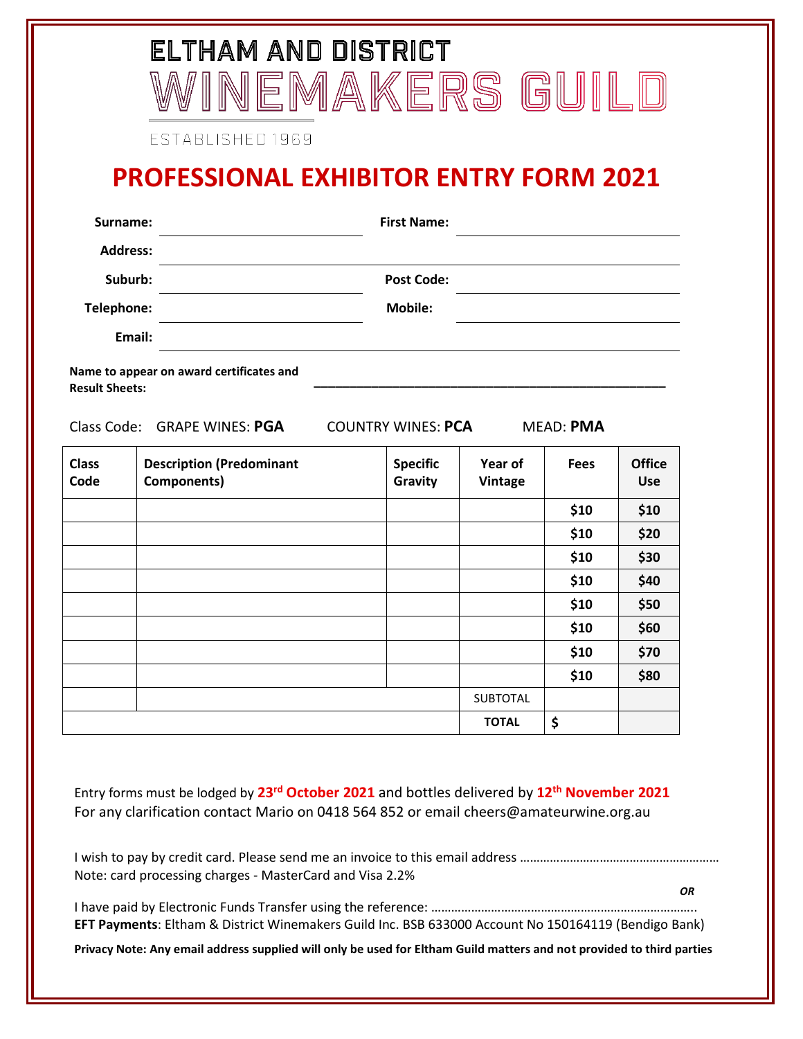ELTHAM AND DISTRICT

WINEMAKERS GUILD

ESTABLISHED 1969

# PROFESSIONAL EXHIBITOR ENTRY FORM 2021

**Surname:** ______________________ **First Name:** ______________________

**Address:** ____________________________________________

**Suburb:** ______________________ **Post Code:** ______________________

**Telephone:** ______________________ **Mobile:** ______________________

**Email:** ____________________________________________

**Name to appear on award certificates and Result Sheets:** ____________________________________________

Class Code: GRAPE WINES: **PGA** COUNTRY WINES: **PCA** MEAD: **PMA**

| Class Code | Description (Predominant Components) | Specific Gravity | Year of Vintage | Fees | Office Use |
|---|---|---|---|---|---|
| | | | | **$10** | **$10** |
| | | | | **$10** | **$20** |
| | | | | **$10** | **$30** |
| | | | | **$10** | **$40** |
| | | | | **$10** | **$50** |
| | | | | **$10** | **$60** |
| | | | | **$10** | **$70** |
| | | | | **$10** | **$80** |
| | | | SUBTOTAL | | |
| | | | **TOTAL** | **$** | |

Entry forms must be lodged by **23rd October 2021** and bottles delivered by **12th November 2021**
For any clarification contact Mario on 0418 564 852 or email cheers@amateurwine.org.au

I wish to pay by credit card. Please send me an invoice to this email address …………………………………………………
Note: card processing charges - MasterCard and Visa 2.2%

***OR***

I have paid by Electronic Funds Transfer using the reference: …………………………………………………………………….
**EFT Payments**: Eltham & District Winemakers Guild Inc. BSB 633000 Account No 150164119 (Bendigo Bank)

**Privacy Note: Any email address supplied will only be used for Eltham Guild matters and not provided to third parties**